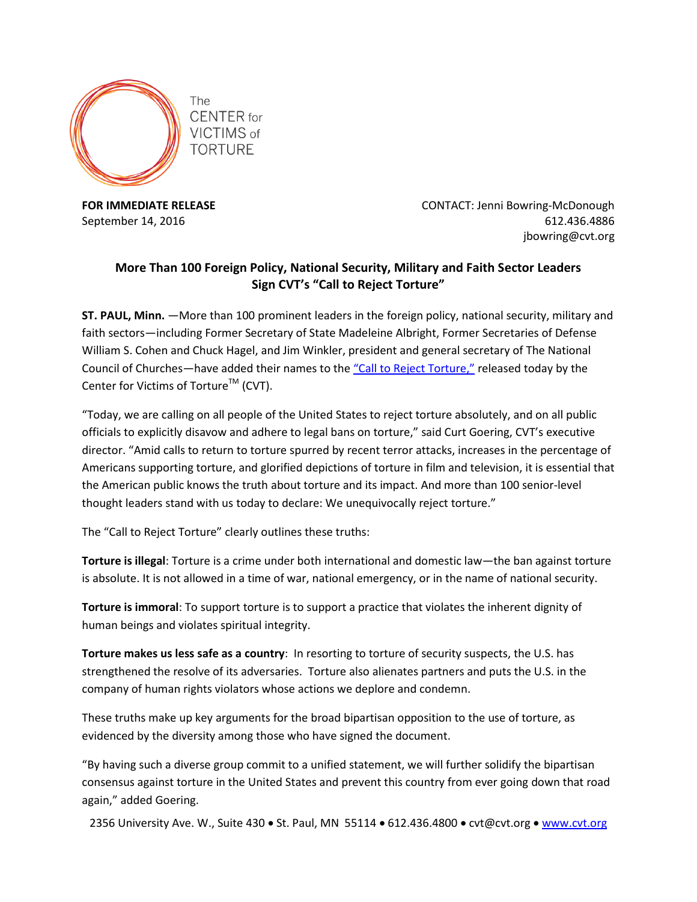The CENTER for VICTIMS of TORTURE

**FOR IMMEDIATE RELEASE**
September 14, 2016

CONTACT: Jenni Bowring-McDonough
612.436.4886
jbowring@cvt.org

## More Than 100 Foreign Policy, National Security, Military and Faith Sector Leaders Sign CVT's "Call to Reject Torture"

**ST. PAUL, Minn.** —More than 100 prominent leaders in the foreign policy, national security, military and faith sectors—including Former Secretary of State Madeleine Albright, Former Secretaries of Defense William S. Cohen and Chuck Hagel, and Jim Winkler, president and general secretary of The National Council of Churches—have added their names to the "Call to Reject Torture," released today by the Center for Victims of Torture™ (CVT).

"Today, we are calling on all people of the United States to reject torture absolutely, and on all public officials to explicitly disavow and adhere to legal bans on torture," said Curt Goering, CVT's executive director. "Amid calls to return to torture spurred by recent terror attacks, increases in the percentage of Americans supporting torture, and glorified depictions of torture in film and television, it is essential that the American public knows the truth about torture and its impact. And more than 100 senior-level thought leaders stand with us today to declare: We unequivocally reject torture."

The "Call to Reject Torture" clearly outlines these truths:

**Torture is illegal**: Torture is a crime under both international and domestic law—the ban against torture is absolute. It is not allowed in a time of war, national emergency, or in the name of national security.

**Torture is immoral**: To support torture is to support a practice that violates the inherent dignity of human beings and violates spiritual integrity.

**Torture makes us less safe as a country**: In resorting to torture of security suspects, the U.S. has strengthened the resolve of its adversaries. Torture also alienates partners and puts the U.S. in the company of human rights violators whose actions we deplore and condemn.

These truths make up key arguments for the broad bipartisan opposition to the use of torture, as evidenced by the diversity among those who have signed the document.

"By having such a diverse group commit to a unified statement, we will further solidify the bipartisan consensus against torture in the United States and prevent this country from ever going down that road again," added Goering.

2356 University Ave. W., Suite 430 • St. Paul, MN 55114 • 612.436.4800 • cvt@cvt.org • www.cvt.org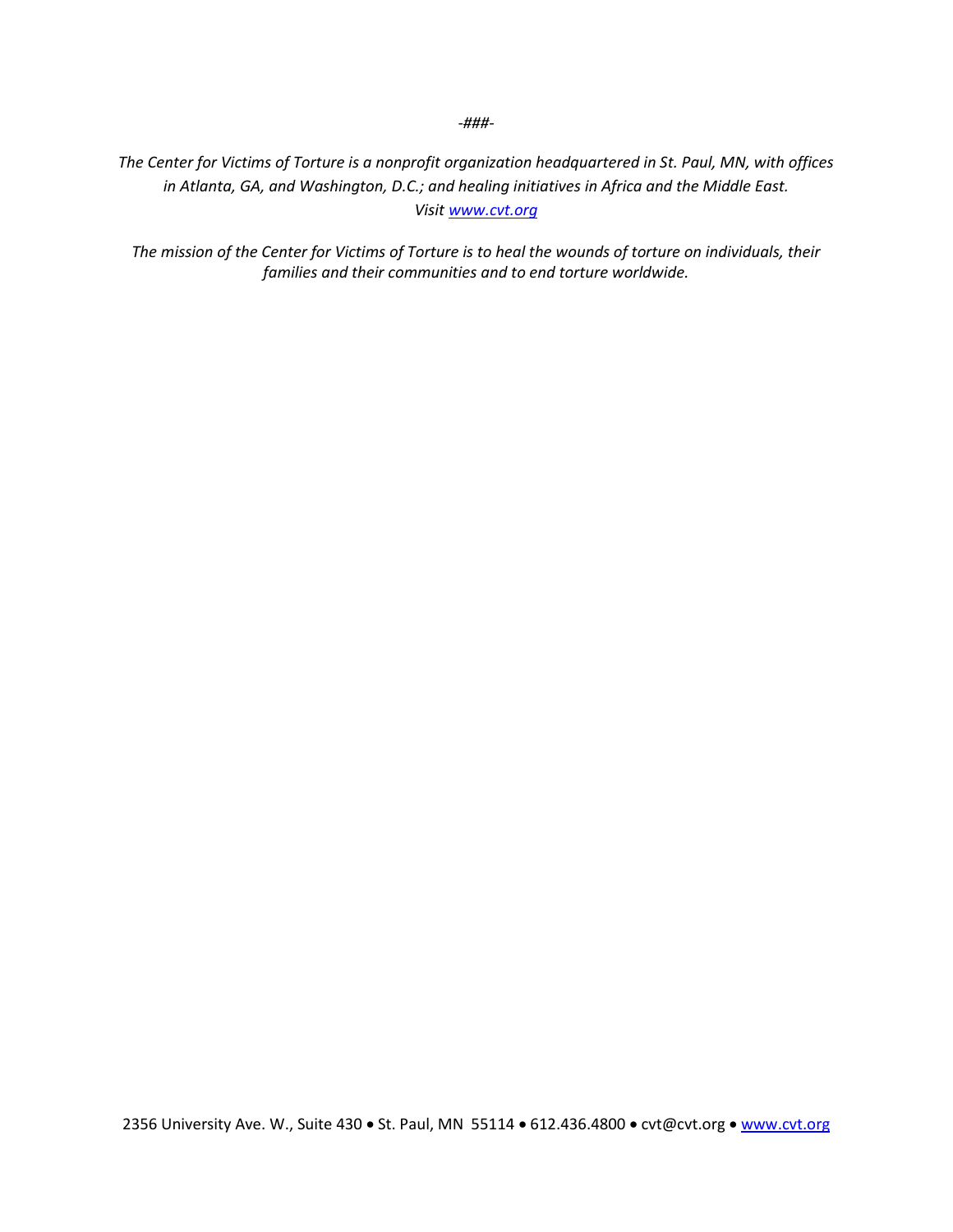*-###-*

*The Center for Victims of Torture is a nonprofit organization headquartered in St. Paul, MN, with offices in Atlanta, GA, and Washington, D.C.; and healing initiatives in Africa and the Middle East. Visit [www.cvt.org](www.cvt.org)*

*The mission of the Center for Victims of Torture is to heal the wounds of torture on individuals, their families and their communities and to end torture worldwide.*

2356 University Ave. W., Suite 430 • St. Paul, MN 55114 • 612.436.4800 • cvt@cvt.org • [www.cvt.org](www.cvt.org)